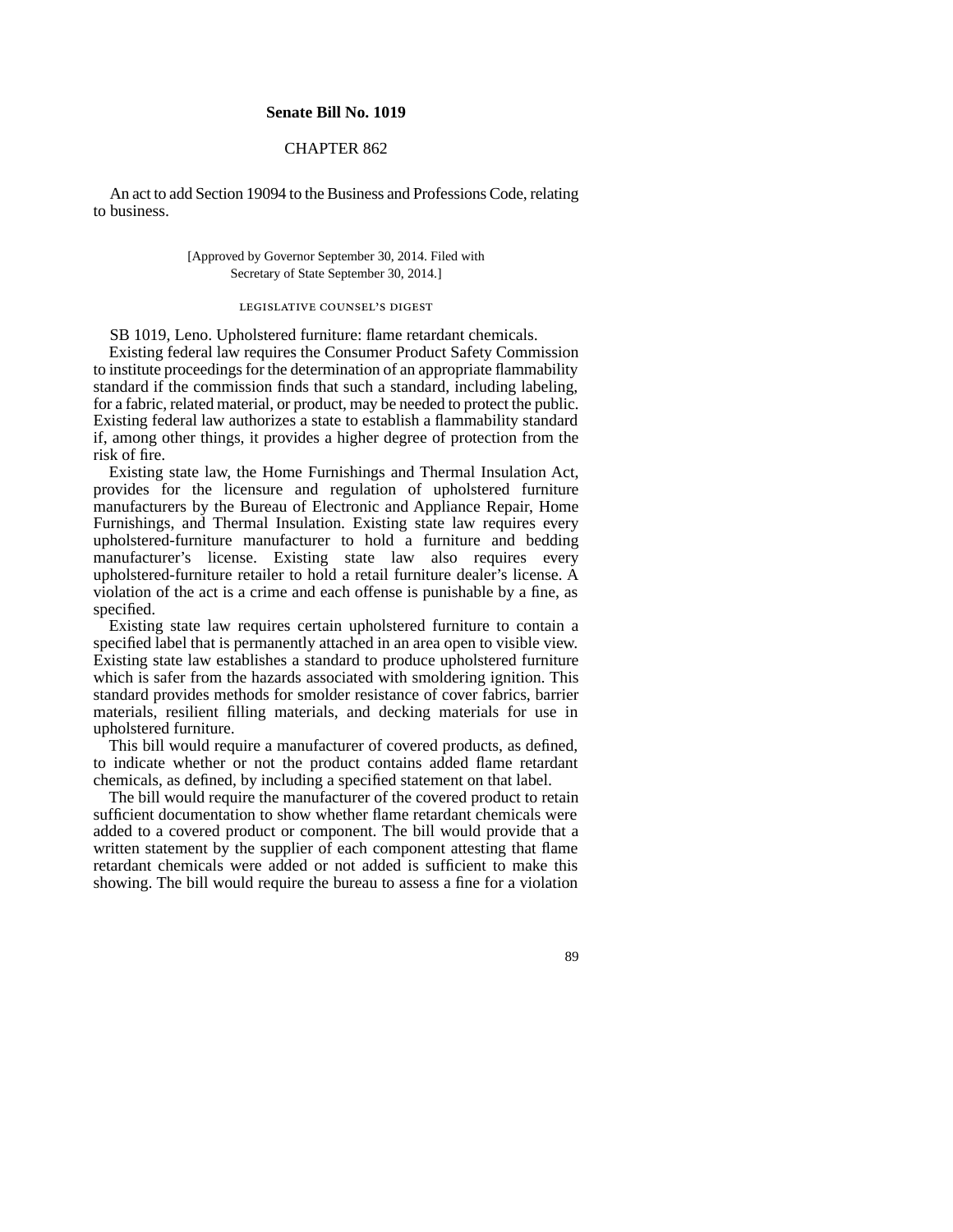**Senate Bill No. 1019**

CHAPTER 862

An act to add Section 19094 to the Business and Professions Code, relating to business.

[Approved by Governor September 30, 2014. Filed with Secretary of State September 30, 2014.]

LEGISLATIVE COUNSEL'S DIGEST

SB 1019, Leno. Upholstered furniture: flame retardant chemicals.

Existing federal law requires the Consumer Product Safety Commission to institute proceedings for the determination of an appropriate flammability standard if the commission finds that such a standard, including labeling, for a fabric, related material, or product, may be needed to protect the public. Existing federal law authorizes a state to establish a flammability standard if, among other things, it provides a higher degree of protection from the risk of fire.

Existing state law, the Home Furnishings and Thermal Insulation Act, provides for the licensure and regulation of upholstered furniture manufacturers by the Bureau of Electronic and Appliance Repair, Home Furnishings, and Thermal Insulation. Existing state law requires every upholstered-furniture manufacturer to hold a furniture and bedding manufacturer's license. Existing state law also requires every upholstered-furniture retailer to hold a retail furniture dealer's license. A violation of the act is a crime and each offense is punishable by a fine, as specified.

Existing state law requires certain upholstered furniture to contain a specified label that is permanently attached in an area open to visible view. Existing state law establishes a standard to produce upholstered furniture which is safer from the hazards associated with smoldering ignition. This standard provides methods for smolder resistance of cover fabrics, barrier materials, resilient filling materials, and decking materials for use in upholstered furniture.

This bill would require a manufacturer of covered products, as defined, to indicate whether or not the product contains added flame retardant chemicals, as defined, by including a specified statement on that label.

The bill would require the manufacturer of the covered product to retain sufficient documentation to show whether flame retardant chemicals were added to a covered product or component. The bill would provide that a written statement by the supplier of each component attesting that flame retardant chemicals were added or not added is sufficient to make this showing. The bill would require the bureau to assess a fine for a violation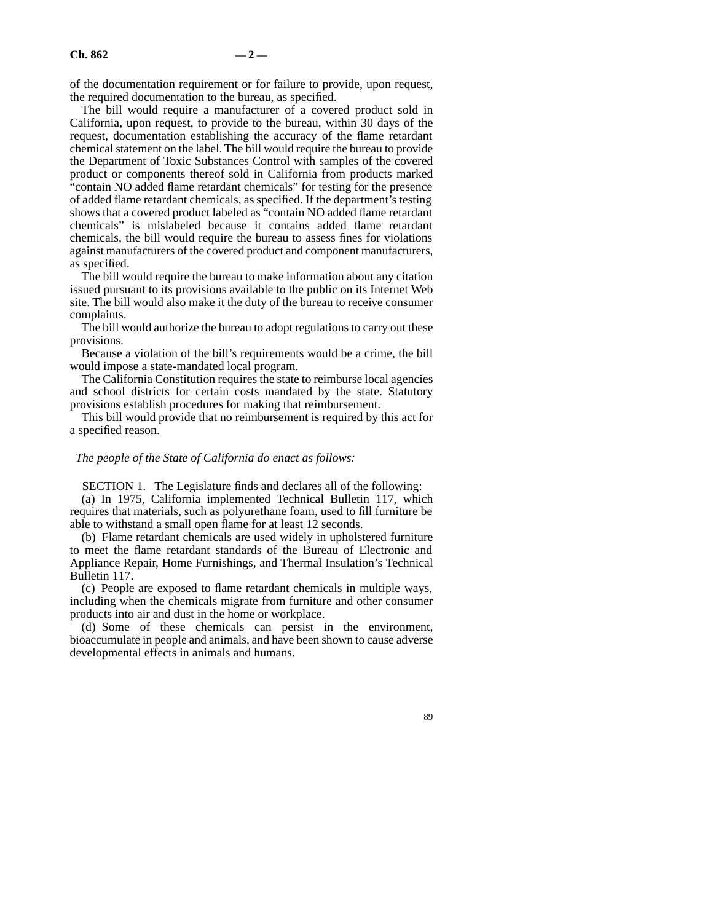of the documentation requirement or for failure to provide, upon request, the required documentation to the bureau, as specified.

The bill would require a manufacturer of a covered product sold in California, upon request, to provide to the bureau, within 30 days of the request, documentation establishing the accuracy of the flame retardant chemical statement on the label. The bill would require the bureau to provide the Department of Toxic Substances Control with samples of the covered product or components thereof sold in California from products marked "contain NO added flame retardant chemicals" for testing for the presence of added flame retardant chemicals, as specified. If the department's testing shows that a covered product labeled as "contain NO added flame retardant chemicals" is mislabeled because it contains added flame retardant chemicals, the bill would require the bureau to assess fines for violations against manufacturers of the covered product and component manufacturers, as specified.

The bill would require the bureau to make information about any citation issued pursuant to its provisions available to the public on its Internet Web site. The bill would also make it the duty of the bureau to receive consumer complaints.

The bill would authorize the bureau to adopt regulations to carry out these provisions.

Because a violation of the bill's requirements would be a crime, the bill would impose a state-mandated local program.

The California Constitution requires the state to reimburse local agencies and school districts for certain costs mandated by the state. Statutory provisions establish procedures for making that reimbursement.

This bill would provide that no reimbursement is required by this act for a specified reason.

*The people of the State of California do enact as follows:*

SECTION 1. The Legislature finds and declares all of the following:

(a) In 1975, California implemented Technical Bulletin 117, which requires that materials, such as polyurethane foam, used to fill furniture be able to withstand a small open flame for at least 12 seconds.

(b) Flame retardant chemicals are used widely in upholstered furniture to meet the flame retardant standards of the Bureau of Electronic and Appliance Repair, Home Furnishings, and Thermal Insulation's Technical Bulletin 117.

(c) People are exposed to flame retardant chemicals in multiple ways, including when the chemicals migrate from furniture and other consumer products into air and dust in the home or workplace.

(d) Some of these chemicals can persist in the environment, bioaccumulate in people and animals, and have been shown to cause adverse developmental effects in animals and humans.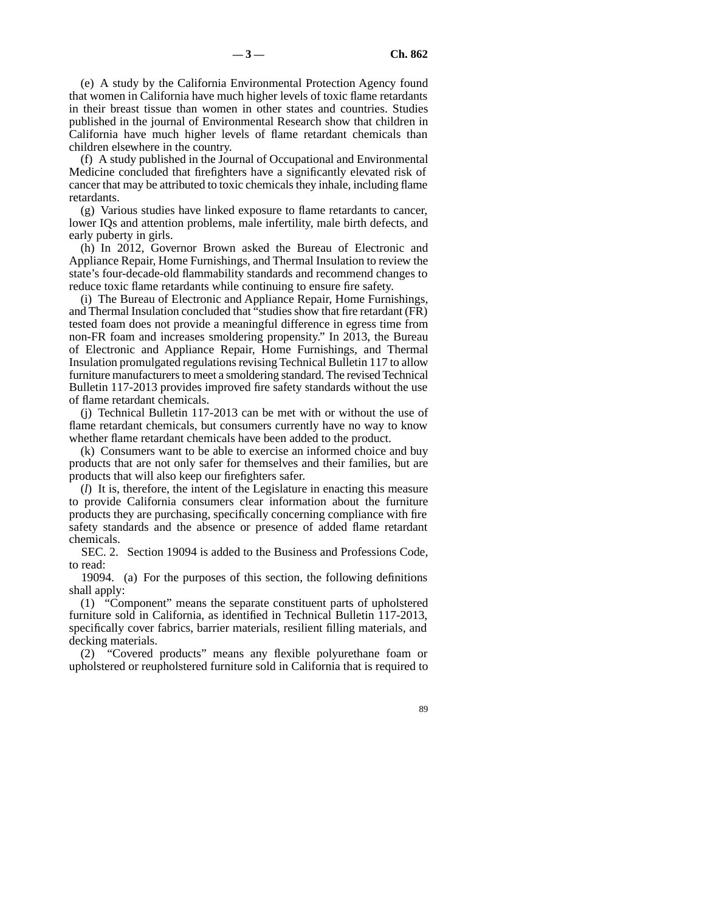(e) A study by the California Environmental Protection Agency found that women in California have much higher levels of toxic flame retardants in their breast tissue than women in other states and countries. Studies published in the journal of Environmental Research show that children in California have much higher levels of flame retardant chemicals than children elsewhere in the country.

(f) A study published in the Journal of Occupational and Environmental Medicine concluded that firefighters have a significantly elevated risk of cancer that may be attributed to toxic chemicals they inhale, including flame retardants.

(g) Various studies have linked exposure to flame retardants to cancer, lower IQs and attention problems, male infertility, male birth defects, and early puberty in girls.

(h) In 2012, Governor Brown asked the Bureau of Electronic and Appliance Repair, Home Furnishings, and Thermal Insulation to review the state's four-decade-old flammability standards and recommend changes to reduce toxic flame retardants while continuing to ensure fire safety.

(i) The Bureau of Electronic and Appliance Repair, Home Furnishings, and Thermal Insulation concluded that "studies show that fire retardant (FR) tested foam does not provide a meaningful difference in egress time from non-FR foam and increases smoldering propensity." In 2013, the Bureau of Electronic and Appliance Repair, Home Furnishings, and Thermal Insulation promulgated regulations revising Technical Bulletin 117 to allow furniture manufacturers to meet a smoldering standard. The revised Technical Bulletin 117-2013 provides improved fire safety standards without the use of flame retardant chemicals.

(j) Technical Bulletin 117-2013 can be met with or without the use of flame retardant chemicals, but consumers currently have no way to know whether flame retardant chemicals have been added to the product.

(k) Consumers want to be able to exercise an informed choice and buy products that are not only safer for themselves and their families, but are products that will also keep our firefighters safer.

(*l*) It is, therefore, the intent of the Legislature in enacting this measure to provide California consumers clear information about the furniture products they are purchasing, specifically concerning compliance with fire safety standards and the absence or presence of added flame retardant chemicals.

SEC. 2. Section 19094 is added to the Business and Professions Code, to read:

19094. (a) For the purposes of this section, the following definitions shall apply:

(1) "Component" means the separate constituent parts of upholstered furniture sold in California, as identified in Technical Bulletin 117-2013, specifically cover fabrics, barrier materials, resilient filling materials, and decking materials.

(2) "Covered products" means any flexible polyurethane foam or upholstered or reupholstered furniture sold in California that is required to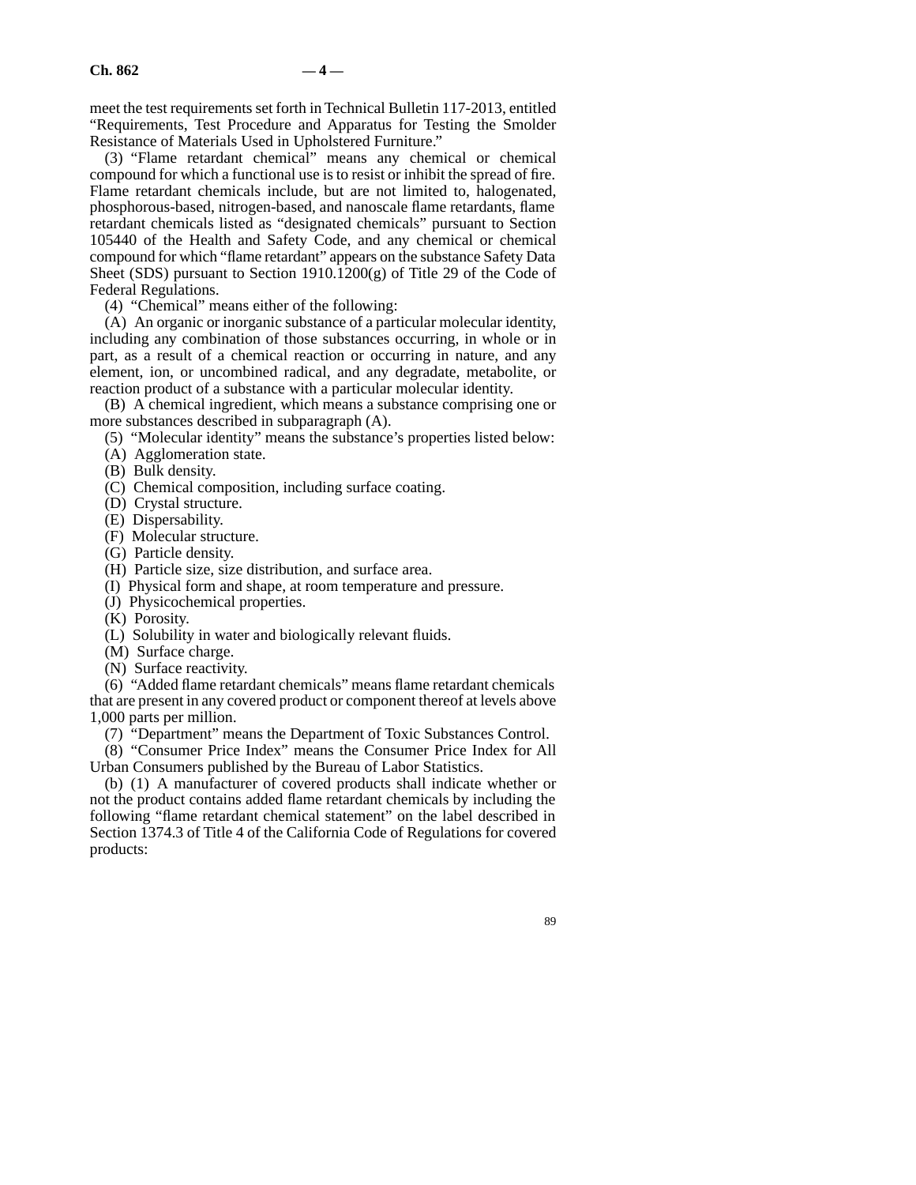meet the test requirements set forth in Technical Bulletin 117-2013, entitled "Requirements, Test Procedure and Apparatus for Testing the Smolder Resistance of Materials Used in Upholstered Furniture."

(3) "Flame retardant chemical" means any chemical or chemical compound for which a functional use is to resist or inhibit the spread of fire. Flame retardant chemicals include, but are not limited to, halogenated, phosphorous-based, nitrogen-based, and nanoscale flame retardants, flame retardant chemicals listed as "designated chemicals" pursuant to Section 105440 of the Health and Safety Code, and any chemical or chemical compound for which "flame retardant" appears on the substance Safety Data Sheet (SDS) pursuant to Section 1910.1200(g) of Title 29 of the Code of Federal Regulations.

(4) "Chemical" means either of the following:

(A) An organic or inorganic substance of a particular molecular identity, including any combination of those substances occurring, in whole or in part, as a result of a chemical reaction or occurring in nature, and any element, ion, or uncombined radical, and any degradate, metabolite, or reaction product of a substance with a particular molecular identity.

(B) A chemical ingredient, which means a substance comprising one or more substances described in subparagraph (A).

(5) "Molecular identity" means the substance's properties listed below:

(A) Agglomeration state.

(B) Bulk density.

(C) Chemical composition, including surface coating.

(D) Crystal structure.

(E) Dispersability.

(F) Molecular structure.

(G) Particle density.

(H) Particle size, size distribution, and surface area.

(I) Physical form and shape, at room temperature and pressure.

(J) Physicochemical properties.

(K) Porosity.

(L) Solubility in water and biologically relevant fluids.

(M) Surface charge.

(N) Surface reactivity.

(6) "Added flame retardant chemicals" means flame retardant chemicals that are present in any covered product or component thereof at levels above 1,000 parts per million.

(7) "Department" means the Department of Toxic Substances Control.

(8) "Consumer Price Index" means the Consumer Price Index for All Urban Consumers published by the Bureau of Labor Statistics.

(b) (1) A manufacturer of covered products shall indicate whether or not the product contains added flame retardant chemicals by including the following "flame retardant chemical statement" on the label described in Section 1374.3 of Title 4 of the California Code of Regulations for covered products: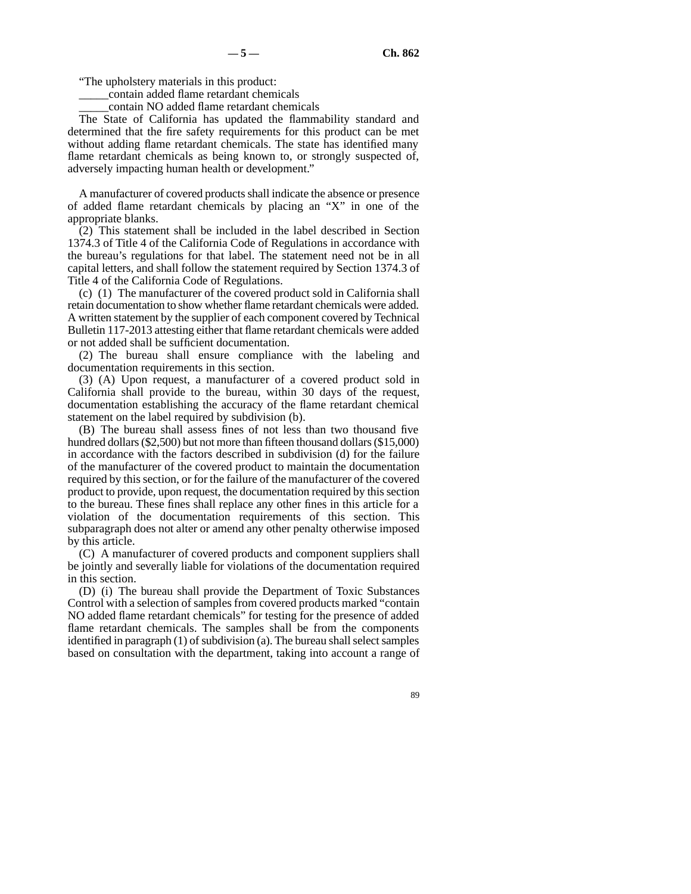"The upholstery materials in this product:

_____contain added flame retardant chemicals

_____contain NO added flame retardant chemicals

The State of California has updated the flammability standard and determined that the fire safety requirements for this product can be met without adding flame retardant chemicals. The state has identified many flame retardant chemicals as being known to, or strongly suspected of, adversely impacting human health or development."

A manufacturer of covered products shall indicate the absence or presence of added flame retardant chemicals by placing an "X" in one of the appropriate blanks.

(2) This statement shall be included in the label described in Section 1374.3 of Title 4 of the California Code of Regulations in accordance with the bureau's regulations for that label. The statement need not be in all capital letters, and shall follow the statement required by Section 1374.3 of Title 4 of the California Code of Regulations.

(c) (1) The manufacturer of the covered product sold in California shall retain documentation to show whether flame retardant chemicals were added. A written statement by the supplier of each component covered by Technical Bulletin 117-2013 attesting either that flame retardant chemicals were added or not added shall be sufficient documentation.

(2) The bureau shall ensure compliance with the labeling and documentation requirements in this section.

(3) (A) Upon request, a manufacturer of a covered product sold in California shall provide to the bureau, within 30 days of the request, documentation establishing the accuracy of the flame retardant chemical statement on the label required by subdivision (b).

(B) The bureau shall assess fines of not less than two thousand five hundred dollars ($2,500) but not more than fifteen thousand dollars ($15,000) in accordance with the factors described in subdivision (d) for the failure of the manufacturer of the covered product to maintain the documentation required by this section, or for the failure of the manufacturer of the covered product to provide, upon request, the documentation required by this section to the bureau. These fines shall replace any other fines in this article for a violation of the documentation requirements of this section. This subparagraph does not alter or amend any other penalty otherwise imposed by this article.

(C) A manufacturer of covered products and component suppliers shall be jointly and severally liable for violations of the documentation required in this section.

(D) (i) The bureau shall provide the Department of Toxic Substances Control with a selection of samples from covered products marked "contain NO added flame retardant chemicals" for testing for the presence of added flame retardant chemicals. The samples shall be from the components identified in paragraph (1) of subdivision (a). The bureau shall select samples based on consultation with the department, taking into account a range of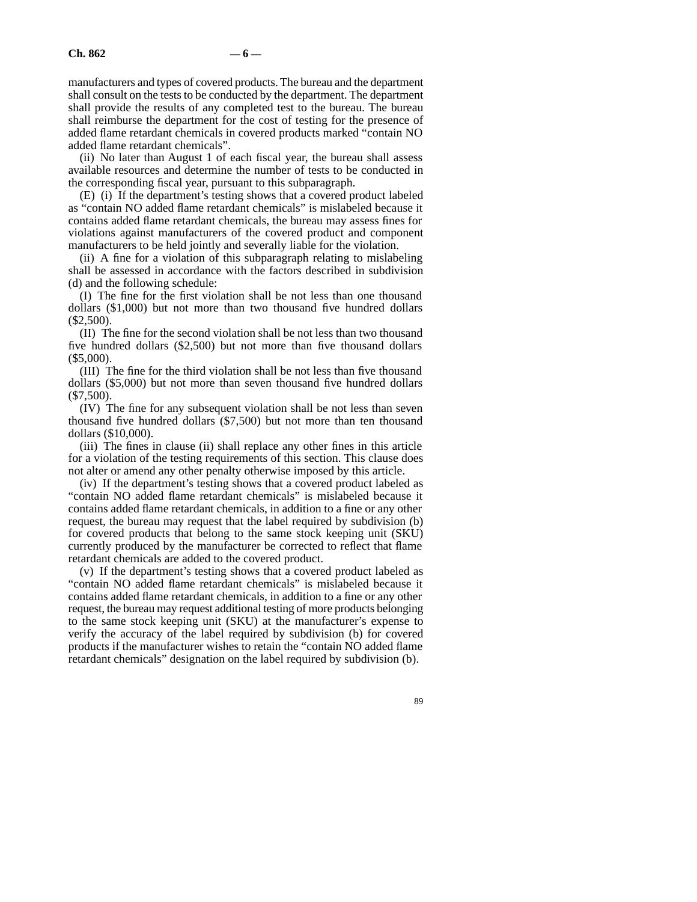manufacturers and types of covered products. The bureau and the department shall consult on the tests to be conducted by the department. The department shall provide the results of any completed test to the bureau. The bureau shall reimburse the department for the cost of testing for the presence of added flame retardant chemicals in covered products marked "contain NO added flame retardant chemicals".

(ii) No later than August 1 of each fiscal year, the bureau shall assess available resources and determine the number of tests to be conducted in the corresponding fiscal year, pursuant to this subparagraph.

(E) (i) If the department's testing shows that a covered product labeled as "contain NO added flame retardant chemicals" is mislabeled because it contains added flame retardant chemicals, the bureau may assess fines for violations against manufacturers of the covered product and component manufacturers to be held jointly and severally liable for the violation.

(ii) A fine for a violation of this subparagraph relating to mislabeling shall be assessed in accordance with the factors described in subdivision (d) and the following schedule:

(I) The fine for the first violation shall be not less than one thousand dollars ($1,000) but not more than two thousand five hundred dollars ($2,500).

(II) The fine for the second violation shall be not less than two thousand five hundred dollars ($2,500) but not more than five thousand dollars ($5,000).

(III) The fine for the third violation shall be not less than five thousand dollars ($5,000) but not more than seven thousand five hundred dollars ($7,500).

(IV) The fine for any subsequent violation shall be not less than seven thousand five hundred dollars ($7,500) but not more than ten thousand dollars ($10,000).

(iii) The fines in clause (ii) shall replace any other fines in this article for a violation of the testing requirements of this section. This clause does not alter or amend any other penalty otherwise imposed by this article.

(iv) If the department's testing shows that a covered product labeled as "contain NO added flame retardant chemicals" is mislabeled because it contains added flame retardant chemicals, in addition to a fine or any other request, the bureau may request that the label required by subdivision (b) for covered products that belong to the same stock keeping unit (SKU) currently produced by the manufacturer be corrected to reflect that flame retardant chemicals are added to the covered product.

(v) If the department's testing shows that a covered product labeled as "contain NO added flame retardant chemicals" is mislabeled because it contains added flame retardant chemicals, in addition to a fine or any other request, the bureau may request additional testing of more products belonging to the same stock keeping unit (SKU) at the manufacturer's expense to verify the accuracy of the label required by subdivision (b) for covered products if the manufacturer wishes to retain the "contain NO added flame retardant chemicals" designation on the label required by subdivision (b).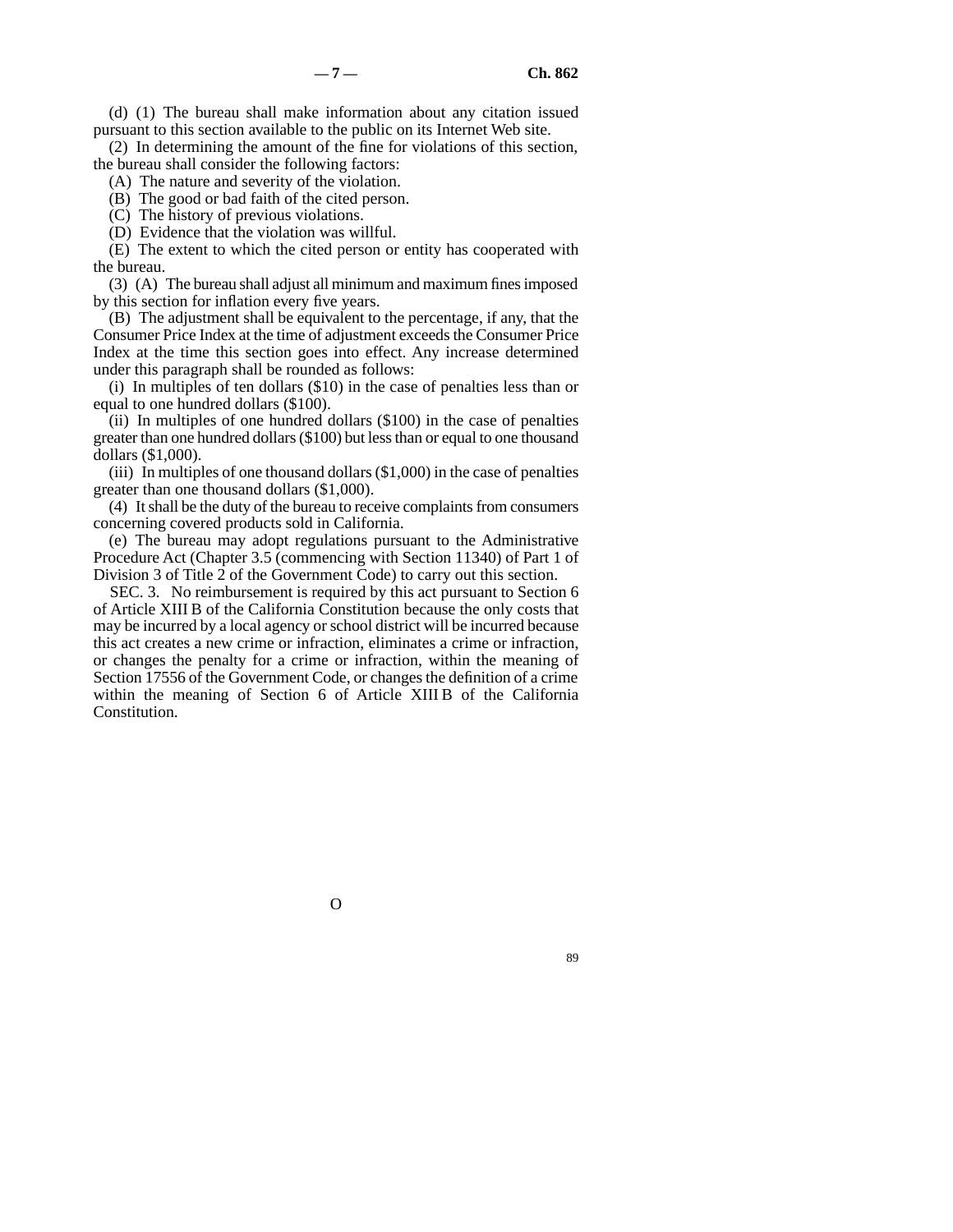(d) (1) The bureau shall make information about any citation issued pursuant to this section available to the public on its Internet Web site.

(2) In determining the amount of the fine for violations of this section, the bureau shall consider the following factors:

(A) The nature and severity of the violation.

(B) The good or bad faith of the cited person.

(C) The history of previous violations.

(D) Evidence that the violation was willful.

(E) The extent to which the cited person or entity has cooperated with the bureau.

(3) (A) The bureau shall adjust all minimum and maximum fines imposed by this section for inflation every five years.

(B) The adjustment shall be equivalent to the percentage, if any, that the Consumer Price Index at the time of adjustment exceeds the Consumer Price Index at the time this section goes into effect. Any increase determined under this paragraph shall be rounded as follows:

(i) In multiples of ten dollars ($10) in the case of penalties less than or equal to one hundred dollars ($100).

(ii) In multiples of one hundred dollars ($100) in the case of penalties greater than one hundred dollars ($100) but less than or equal to one thousand dollars ($1,000).

(iii) In multiples of one thousand dollars ($1,000) in the case of penalties greater than one thousand dollars ($1,000).

(4) It shall be the duty of the bureau to receive complaints from consumers concerning covered products sold in California.

(e) The bureau may adopt regulations pursuant to the Administrative Procedure Act (Chapter 3.5 (commencing with Section 11340) of Part 1 of Division 3 of Title 2 of the Government Code) to carry out this section.

SEC. 3. No reimbursement is required by this act pursuant to Section 6 of Article XIII B of the California Constitution because the only costs that may be incurred by a local agency or school district will be incurred because this act creates a new crime or infraction, eliminates a crime or infraction, or changes the penalty for a crime or infraction, within the meaning of Section 17556 of the Government Code, or changes the definition of a crime within the meaning of Section 6 of Article XIII B of the California Constitution.

O